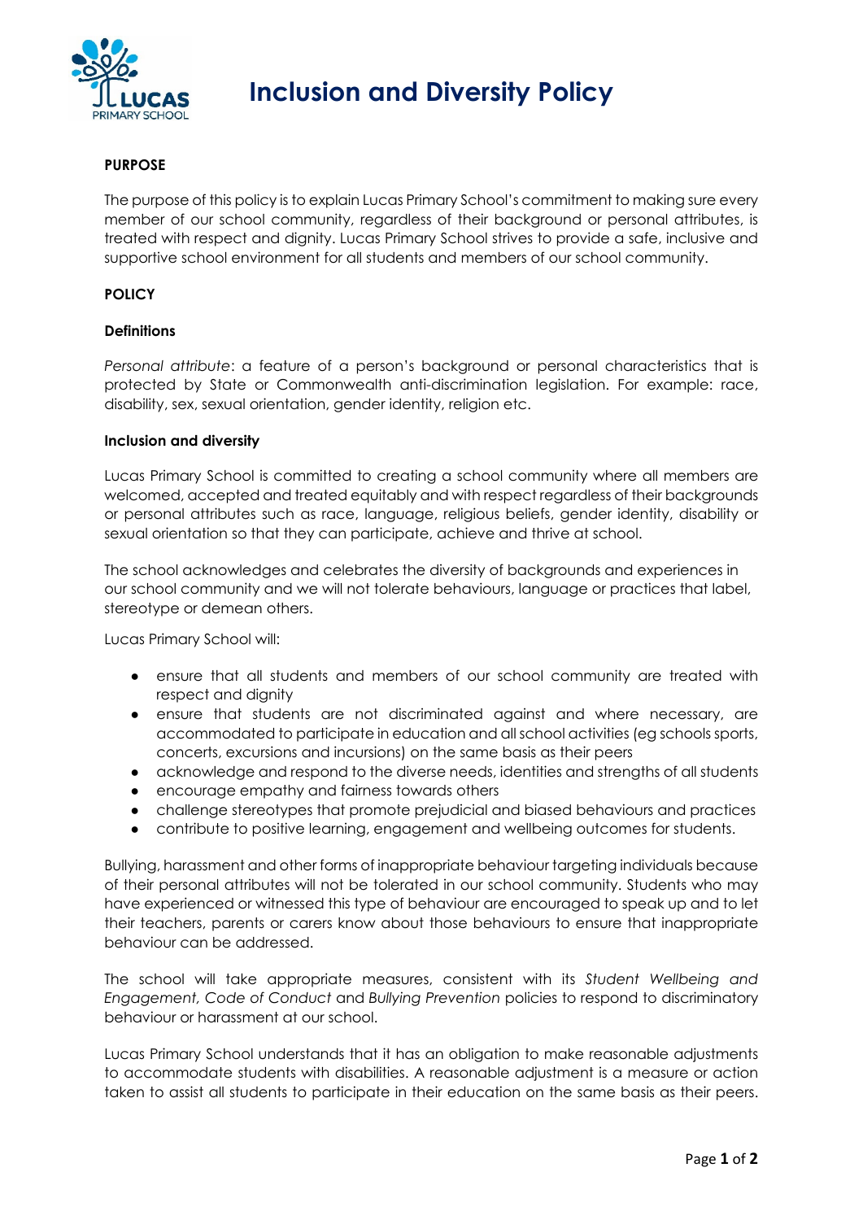# Inclusion and Diversity Policy

## PURPOSE

The purpose of this policy is to explain Lucas Primary School's commitment to making sure every member of our school community, regardless of their background or personal attributes, is treated with respect and dignity. Lucas Primary School strives to provide a safe, inclusive and supportive school environment for all students and members of our school community.

## POLICY

### Definitions

*Personal attribute*: a feature of a person's background or personal characteristics that is protected by State or Commonwealth anti-discrimination legislation. For example: race, disability, sex, sexual orientation, gender identity, religion etc.

### Inclusion and diversity

Lucas Primary School is committed to creating a school community where all members are welcomed, accepted and treated equitably and with respect regardless of their backgrounds or personal attributes such as race, language, religious beliefs, gender identity, disability or sexual orientation so that they can participate, achieve and thrive at school.

The school acknowledges and celebrates the diversity of backgrounds and experiences in our school community and we will not tolerate behaviours, language or practices that label, stereotype or demean others.

Lucas Primary School will:

- ensure that all students and members of our school community are treated with respect and dignity
- ensure that students are not discriminated against and where necessary, are accommodated to participate in education and all school activities (eg schools sports, concerts, excursions and incursions) on the same basis as their peers
- acknowledge and respond to the diverse needs, identities and strengths of all students
- encourage empathy and fairness towards others
- challenge stereotypes that promote prejudicial and biased behaviours and practices
- contribute to positive learning, engagement and wellbeing outcomes for students.

Bullying, harassment and other forms of inappropriate behaviour targeting individuals because of their personal attributes will not be tolerated in our school community. Students who may have experienced or witnessed this type of behaviour are encouraged to speak up and to let their teachers, parents or carers know about those behaviours to ensure that inappropriate behaviour can be addressed.

The school will take appropriate measures, consistent with its *Student Wellbeing and Engagement*, *Code of Conduct* and *Bullying Prevention* policies to respond to discriminatory behaviour or harassment at our school.

Lucas Primary School understands that it has an obligation to make reasonable adjustments to accommodate students with disabilities. A reasonable adjustment is a measure or action taken to assist all students to participate in their education on the same basis as their peers.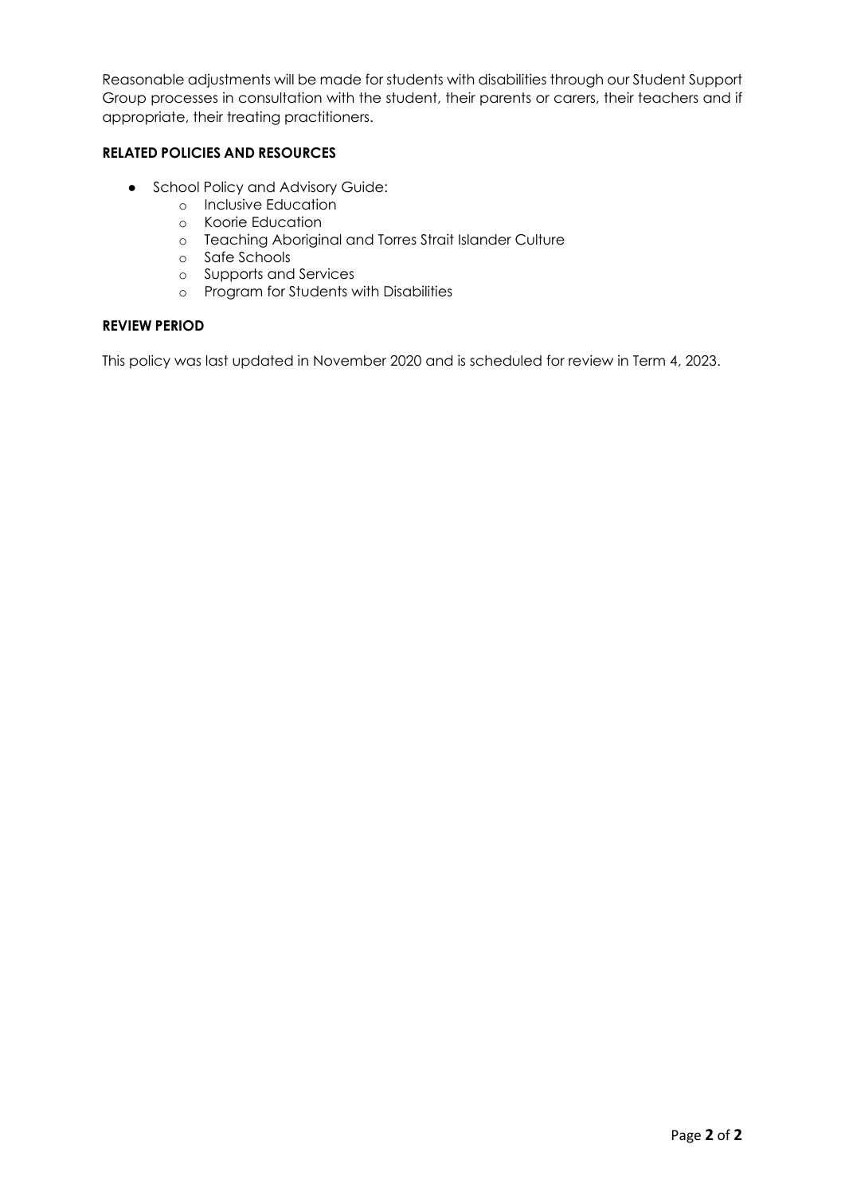Reasonable adjustments will be made for students with disabilities through our Student Support Group processes in consultation with the student, their parents or carers, their teachers and if appropriate, their treating practitioners.

## RELATED POLICIES AND RESOURCES

- School Policy and Advisory Guide:
  - Inclusive Education
  - Koorie Education
  - Teaching Aboriginal and Torres Strait Islander Culture
  - Safe Schools
  - Supports and Services
  - Program for Students with Disabilities

## REVIEW PERIOD

This policy was last updated in November 2020 and is scheduled for review in Term 4, 2023.